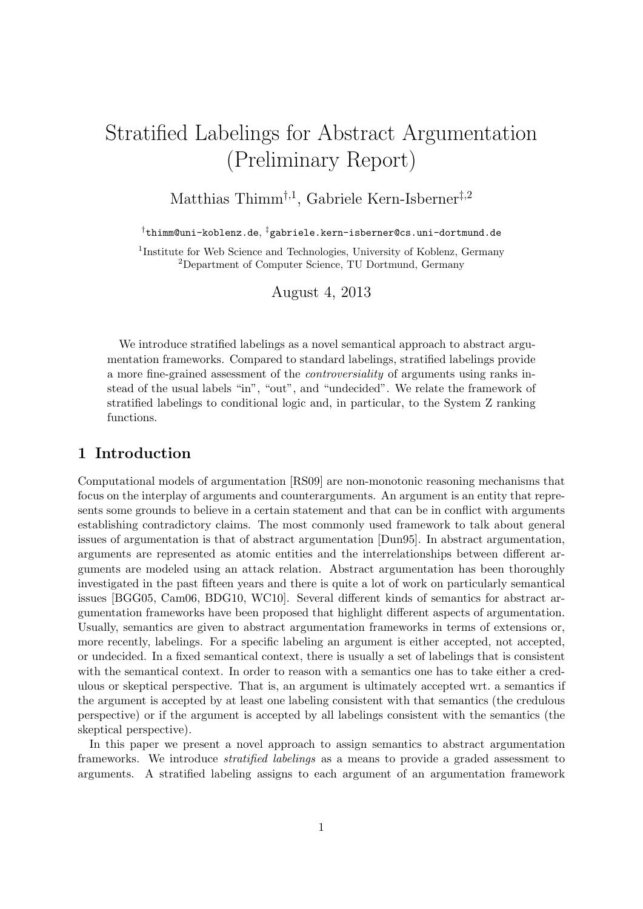# Stratified Labelings for Abstract Argumentation (Preliminary Report)

Matthias Thimm[†,1], Gabriele Kern-Isberner[‡,2]

[†]thimm@uni-koblenz.de, [‡]gabriele.kern-isberner@cs.uni-dortmund.de

[1]Institute for Web Science and Technologies, University of Koblenz, Germany
[2]Department of Computer Science, TU Dortmund, Germany

August 4, 2013

We introduce stratified labelings as a novel semantical approach to abstract argumentation frameworks. Compared to standard labelings, stratified labelings provide a more fine-grained assessment of the *controversiality* of arguments using ranks instead of the usual labels "in", "out", and "undecided". We relate the framework of stratified labelings to conditional logic and, in particular, to the System Z ranking functions.

## 1 Introduction

Computational models of argumentation [RS09] are non-monotonic reasoning mechanisms that focus on the interplay of arguments and counterarguments. An argument is an entity that represents some grounds to believe in a certain statement and that can be in conflict with arguments establishing contradictory claims. The most commonly used framework to talk about general issues of argumentation is that of abstract argumentation [Dun95]. In abstract argumentation, arguments are represented as atomic entities and the interrelationships between different arguments are modeled using an attack relation. Abstract argumentation has been thoroughly investigated in the past fifteen years and there is quite a lot of work on particularly semantical issues [BGG05, Cam06, BDG10, WC10]. Several different kinds of semantics for abstract argumentation frameworks have been proposed that highlight different aspects of argumentation. Usually, semantics are given to abstract argumentation frameworks in terms of extensions or, more recently, labelings. For a specific labeling an argument is either accepted, not accepted, or undecided. In a fixed semantical context, there is usually a set of labelings that is consistent with the semantical context. In order to reason with a semantics one has to take either a credulous or skeptical perspective. That is, an argument is ultimately accepted wrt. a semantics if the argument is accepted by at least one labeling consistent with that semantics (the credulous perspective) or if the argument is accepted by all labelings consistent with the semantics (the skeptical perspective).

In this paper we present a novel approach to assign semantics to abstract argumentation frameworks. We introduce *stratified labelings* as a means to provide a graded assessment to arguments. A stratified labeling assigns to each argument of an argumentation framework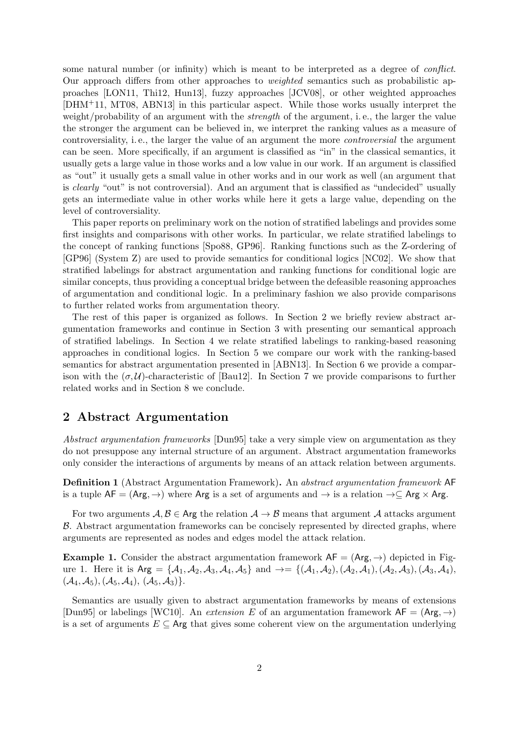some natural number (or infinity) which is meant to be interpreted as a degree of *conflict*. Our approach differs from other approaches to *weighted* semantics such as probabilistic approaches [LON11, Thi12, Hun13], fuzzy approaches [JCV08], or other weighted approaches [DHM+11, MT08, ABN13] in this particular aspect. While those works usually interpret the weight/probability of an argument with the *strength* of the argument, i. e., the larger the value the stronger the argument can be believed in, we interpret the ranking values as a measure of controversiality, i. e., the larger the value of an argument the more *controversial* the argument can be seen. More specifically, if an argument is classified as "in" in the classical semantics, it usually gets a large value in those works and a low value in our work. If an argument is classified as "out" it usually gets a small value in other works and in our work as well (an argument that is *clearly* "out" is not controversial). And an argument that is classified as "undecided" usually gets an intermediate value in other works while here it gets a large value, depending on the level of controversiality.

This paper reports on preliminary work on the notion of stratified labelings and provides some first insights and comparisons with other works. In particular, we relate stratified labelings to the concept of ranking functions [Spo88, GP96]. Ranking functions such as the Z-ordering of [GP96] (System Z) are used to provide semantics for conditional logics [NC02]. We show that stratified labelings for abstract argumentation and ranking functions for conditional logic are similar concepts, thus providing a conceptual bridge between the defeasible reasoning approaches of argumentation and conditional logic. In a preliminary fashion we also provide comparisons to further related works from argumentation theory.

The rest of this paper is organized as follows. In Section 2 we briefly review abstract argumentation frameworks and continue in Section 3 with presenting our semantical approach of stratified labelings. In Section 4 we relate stratified labelings to ranking-based reasoning approaches in conditional logics. In Section 5 we compare our work with the ranking-based semantics for abstract argumentation presented in [ABN13]. In Section 6 we provide a comparison with the $(\sigma, \mathcal{U})$-characteristic of [Bau12]. In Section 7 we provide comparisons to further related works and in Section 8 we conclude.

## 2 Abstract Argumentation

*Abstract argumentation frameworks* [Dun95] take a very simple view on argumentation as they do not presuppose any internal structure of an argument. Abstract argumentation frameworks only consider the interactions of arguments by means of an attack relation between arguments.

**Definition 1** (Abstract Argumentation Framework)**.** An *abstract argumentation framework* $\mathsf{AF}$ is a tuple $\mathsf{AF} = (\mathsf{Arg}, \rightarrow)$ where $\mathsf{Arg}$ is a set of arguments and $\rightarrow$ is a relation $\rightarrow \subseteq \mathsf{Arg} \times \mathsf{Arg}$.

For two arguments $\mathcal{A}, \mathcal{B} \in \mathsf{Arg}$ the relation $\mathcal{A} \rightarrow \mathcal{B}$ means that argument $\mathcal{A}$ attacks argument $\mathcal{B}$. Abstract argumentation frameworks can be concisely represented by directed graphs, where arguments are represented as nodes and edges model the attack relation.

**Example 1.** Consider the abstract argumentation framework $\mathsf{AF} = (\mathsf{Arg}, \rightarrow)$ depicted in Figure 1. Here it is $\mathsf{Arg} = \{\mathcal{A}_1, \mathcal{A}_2, \mathcal{A}_3, \mathcal{A}_4, \mathcal{A}_5\}$ and $\rightarrow = \{(\mathcal{A}_1, \mathcal{A}_2), (\mathcal{A}_2, \mathcal{A}_1), (\mathcal{A}_2, \mathcal{A}_3), (\mathcal{A}_3, \mathcal{A}_4), (\mathcal{A}_4, \mathcal{A}_5), (\mathcal{A}_5, \mathcal{A}_4), (\mathcal{A}_5, \mathcal{A}_3)\}$.

Semantics are usually given to abstract argumentation frameworks by means of extensions [Dun95] or labelings [WC10]. An *extension* $E$ of an argumentation framework $\mathsf{AF} = (\mathsf{Arg}, \rightarrow)$ is a set of arguments $E \subseteq \mathsf{Arg}$ that gives some coherent view on the argumentation underlying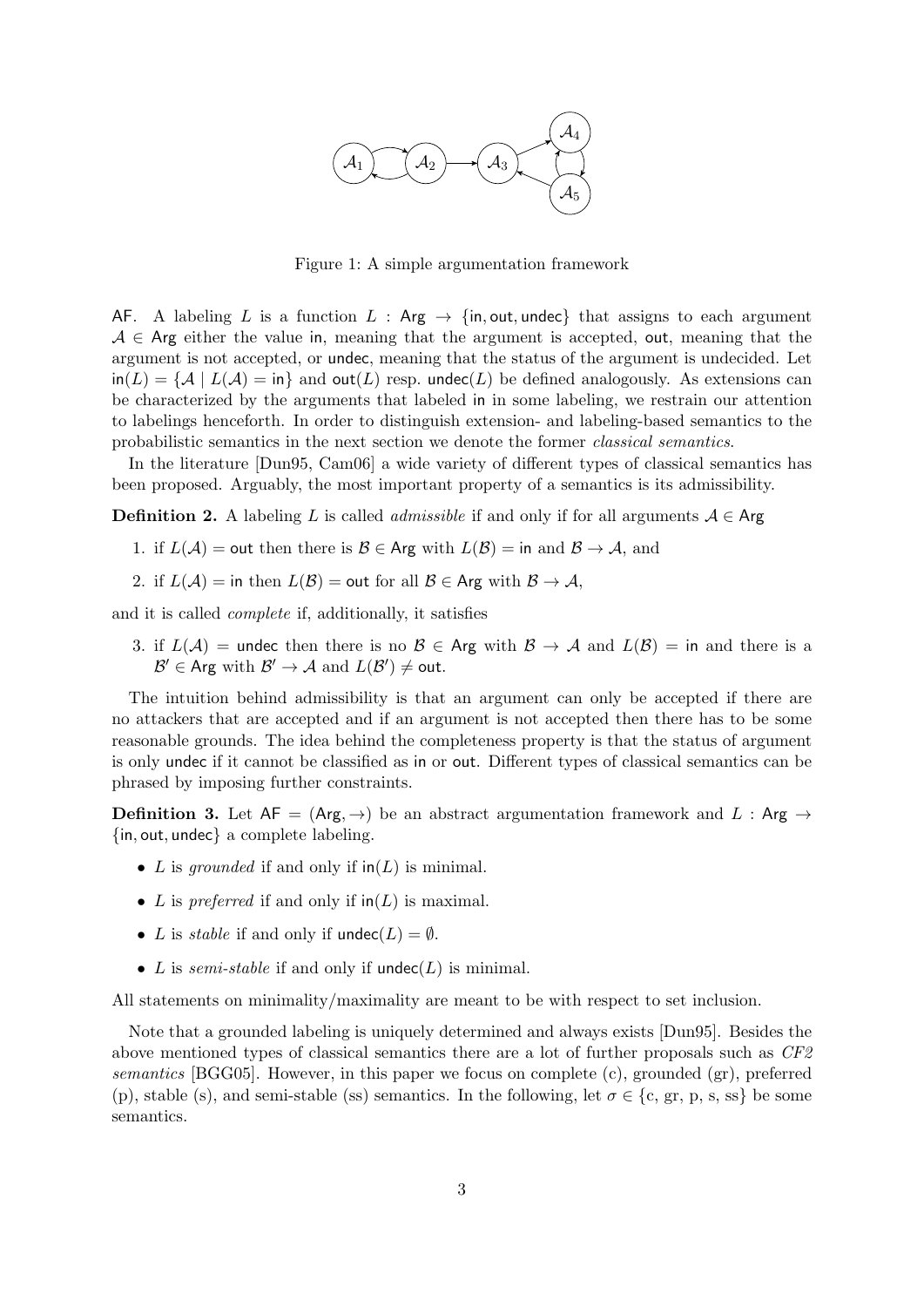Figure 1: A simple argumentation framework

AF. A labeling $L$ is a function $L : \mathsf{Arg} \to \{\mathsf{in}, \mathsf{out}, \mathsf{undec}\}$ that assigns to each argument $\mathcal{A} \in \mathsf{Arg}$ either the value in, meaning that the argument is accepted, out, meaning that the argument is not accepted, or undec, meaning that the status of the argument is undecided. Let $\mathsf{in}(L) = \{\mathcal{A} \mid L(\mathcal{A}) = \mathsf{in}\}$ and $\mathsf{out}(L)$ resp. $\mathsf{undec}(L)$ be defined analogously. As extensions can be characterized by the arguments that labeled in in some labeling, we restrain our attention to labelings henceforth. In order to distinguish extension- and labeling-based semantics to the probabilistic semantics in the next section we denote the former *classical semantics*.

In the literature [Dun95, Cam06] a wide variety of different types of classical semantics has been proposed. Arguably, the most important property of a semantics is its admissibility.

**Definition 2.** A labeling $L$ is called *admissible* if and only if for all arguments $\mathcal{A} \in \mathsf{Arg}$

1. if $L(\mathcal{A}) = \mathsf{out}$ then there is $\mathcal{B} \in \mathsf{Arg}$ with $L(\mathcal{B}) = \mathsf{in}$ and $\mathcal{B} \to \mathcal{A}$, and
2. if $L(\mathcal{A}) = \mathsf{in}$ then $L(\mathcal{B}) = \mathsf{out}$ for all $\mathcal{B} \in \mathsf{Arg}$ with $\mathcal{B} \to \mathcal{A}$,

and it is called *complete* if, additionally, it satisfies

3. if $L(\mathcal{A}) = \mathsf{undec}$ then there is no $\mathcal{B} \in \mathsf{Arg}$ with $\mathcal{B} \to \mathcal{A}$ and $L(\mathcal{B}) = \mathsf{in}$ and there is a $\mathcal{B}' \in \mathsf{Arg}$ with $\mathcal{B}' \to \mathcal{A}$ and $L(\mathcal{B}') \neq \mathsf{out}$.

The intuition behind admissibility is that an argument can only be accepted if there are no attackers that are accepted and if an argument is not accepted then there has to be some reasonable grounds. The idea behind the completeness property is that the status of argument is only undec if it cannot be classified as in or out. Different types of classical semantics can be phrased by imposing further constraints.

**Definition 3.** Let $\mathsf{AF} = (\mathsf{Arg}, \to)$ be an abstract argumentation framework and $L : \mathsf{Arg} \to \{\mathsf{in}, \mathsf{out}, \mathsf{undec}\}$ a complete labeling.

- $L$ is *grounded* if and only if $\mathsf{in}(L)$ is minimal.
- $L$ is *preferred* if and only if $\mathsf{in}(L)$ is maximal.
- $L$ is *stable* if and only if $\mathsf{undec}(L) = \emptyset$.
- $L$ is *semi-stable* if and only if $\mathsf{undec}(L)$ is minimal.

All statements on minimality/maximality are meant to be with respect to set inclusion.

Note that a grounded labeling is uniquely determined and always exists [Dun95]. Besides the above mentioned types of classical semantics there are a lot of further proposals such as *CF2 semantics* [BGG05]. However, in this paper we focus on complete (c), grounded (gr), preferred (p), stable (s), and semi-stable (ss) semantics. In the following, let $\sigma \in \{\text{c, gr, p, s, ss}\}$ be some semantics.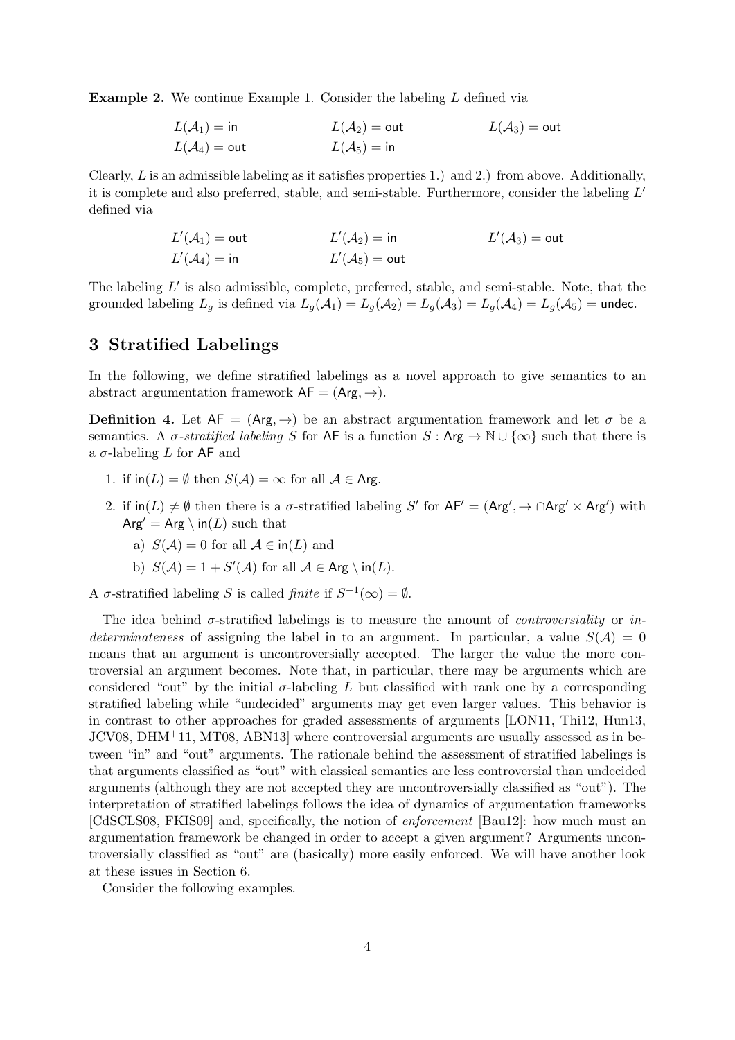**Example 2.** We continue Example 1. Consider the labeling $L$ defined via

$$L(\mathcal{A}_1) = \mathsf{in} \qquad L(\mathcal{A}_2) = \mathsf{out} \qquad L(\mathcal{A}_3) = \mathsf{out}$$
$$L(\mathcal{A}_4) = \mathsf{out} \qquad L(\mathcal{A}_5) = \mathsf{in}$$

Clearly, $L$ is an admissible labeling as it satisfies properties 1.) and 2.) from above. Additionally, it is complete and also preferred, stable, and semi-stable. Furthermore, consider the labeling $L'$ defined via

$$L'(\mathcal{A}_1) = \mathsf{out} \qquad L'(\mathcal{A}_2) = \mathsf{in} \qquad L'(\mathcal{A}_3) = \mathsf{out}$$
$$L'(\mathcal{A}_4) = \mathsf{in} \qquad L'(\mathcal{A}_5) = \mathsf{out}$$

The labeling $L'$ is also admissible, complete, preferred, stable, and semi-stable. Note, that the grounded labeling $L_g$ is defined via $L_g(\mathcal{A}_1) = L_g(\mathcal{A}_2) = L_g(\mathcal{A}_3) = L_g(\mathcal{A}_4) = L_g(\mathcal{A}_5) = \mathsf{undec}$.

## 3 Stratified Labelings

In the following, we define stratified labelings as a novel approach to give semantics to an abstract argumentation framework $\mathsf{AF} = (\mathsf{Arg}, \rightarrow)$.

**Definition 4.** Let $\mathsf{AF} = (\mathsf{Arg}, \rightarrow)$ be an abstract argumentation framework and let $\sigma$ be a semantics. A *$\sigma$-stratified labeling* $S$ for $\mathsf{AF}$ is a function $S : \mathsf{Arg} \rightarrow \mathbb{N} \cup \{\infty\}$ such that there is a $\sigma$-labeling $L$ for $\mathsf{AF}$ and

1. if $\mathsf{in}(L) = \emptyset$ then $S(\mathcal{A}) = \infty$ for all $\mathcal{A} \in \mathsf{Arg}$.
2. if $\mathsf{in}(L) \neq \emptyset$ then there is a $\sigma$-stratified labeling $S'$ for $\mathsf{AF}' = (\mathsf{Arg}', \rightarrow \cap \mathsf{Arg}' \times \mathsf{Arg}')$ with $\mathsf{Arg}' = \mathsf{Arg} \setminus \mathsf{in}(L)$ such that
   a) $S(\mathcal{A}) = 0$ for all $\mathcal{A} \in \mathsf{in}(L)$ and
   b) $S(\mathcal{A}) = 1 + S'(\mathcal{A})$ for all $\mathcal{A} \in \mathsf{Arg} \setminus \mathsf{in}(L)$.

A $\sigma$-stratified labeling $S$ is called *finite* if $S^{-1}(\infty) = \emptyset$.

The idea behind $\sigma$-stratified labelings is to measure the amount of *controversiality* or *indeterminateness* of assigning the label in to an argument. In particular, a value $S(\mathcal{A}) = 0$ means that an argument is uncontroversially accepted. The larger the value the more controversial an argument becomes. Note that, in particular, there may be arguments which are considered "out" by the initial $\sigma$-labeling $L$ but classified with rank one by a corresponding stratified labeling while "undecided" arguments may get even larger values. This behavior is in contrast to other approaches for graded assessments of arguments [LON11, Thi12, Hun13, JCV08, DHM[+]11, MT08, ABN13] where controversial arguments are usually assessed as in between "in" and "out" arguments. The rationale behind the assessment of stratified labelings is that arguments classified as "out" with classical semantics are less controversial than undecided arguments (although they are not accepted they are uncontroversially classified as "out"). The interpretation of stratified labelings follows the idea of dynamics of argumentation frameworks [CdSCLS08, FKIS09] and, specifically, the notion of *enforcement* [Bau12]: how much must an argumentation framework be changed in order to accept a given argument? Arguments uncontroversially classified as "out" are (basically) more easily enforced. We will have another look at these issues in Section 6.

Consider the following examples.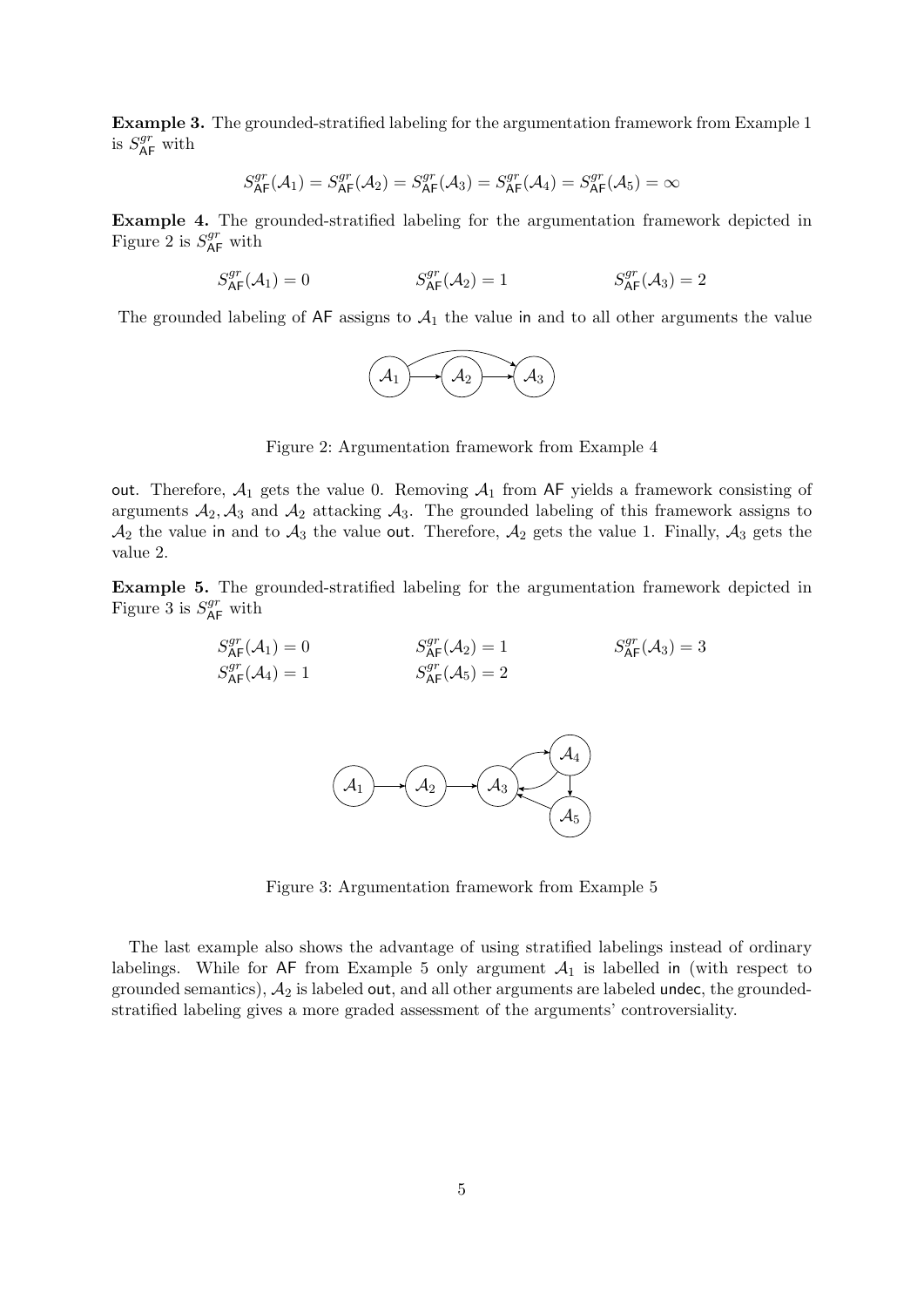**Example 3.** The grounded-stratified labeling for the argumentation framework from Example 1 is $S^{gr}_{\mathsf{AF}}$ with

$$S^{gr}_{\mathsf{AF}}(\mathcal{A}_1) = S^{gr}_{\mathsf{AF}}(\mathcal{A}_2) = S^{gr}_{\mathsf{AF}}(\mathcal{A}_3) = S^{gr}_{\mathsf{AF}}(\mathcal{A}_4) = S^{gr}_{\mathsf{AF}}(\mathcal{A}_5) = \infty$$

**Example 4.** The grounded-stratified labeling for the argumentation framework depicted in Figure 2 is $S^{gr}_{\mathsf{AF}}$ with

$$S^{gr}_{\mathsf{AF}}(\mathcal{A}_1) = 0 \qquad S^{gr}_{\mathsf{AF}}(\mathcal{A}_2) = 1 \qquad S^{gr}_{\mathsf{AF}}(\mathcal{A}_3) = 2$$

The grounded labeling of $\mathsf{AF}$ assigns to $\mathcal{A}_1$ the value in and to all other arguments the value out. Therefore, $\mathcal{A}_1$ gets the value 0. Removing $\mathcal{A}_1$ from $\mathsf{AF}$ yields a framework consisting of arguments $\mathcal{A}_2, \mathcal{A}_3$ and $\mathcal{A}_2$ attacking $\mathcal{A}_3$. The grounded labeling of this framework assigns to $\mathcal{A}_2$ the value in and to $\mathcal{A}_3$ the value out. Therefore, $\mathcal{A}_2$ gets the value 1. Finally, $\mathcal{A}_3$ gets the value 2.

Figure 2: Argumentation framework from Example 4

**Example 5.** The grounded-stratified labeling for the argumentation framework depicted in Figure 3 is $S^{gr}_{\mathsf{AF}}$ with

$$S^{gr}_{\mathsf{AF}}(\mathcal{A}_1) = 0 \qquad S^{gr}_{\mathsf{AF}}(\mathcal{A}_2) = 1 \qquad S^{gr}_{\mathsf{AF}}(\mathcal{A}_3) = 3$$
$$S^{gr}_{\mathsf{AF}}(\mathcal{A}_4) = 1 \qquad S^{gr}_{\mathsf{AF}}(\mathcal{A}_5) = 2$$

Figure 3: Argumentation framework from Example 5

The last example also shows the advantage of using stratified labelings instead of ordinary labelings. While for $\mathsf{AF}$ from Example 5 only argument $\mathcal{A}_1$ is labelled in (with respect to grounded semantics), $\mathcal{A}_2$ is labeled out, and all other arguments are labeled undec, the grounded-stratified labeling gives a more graded assessment of the arguments' controversiality.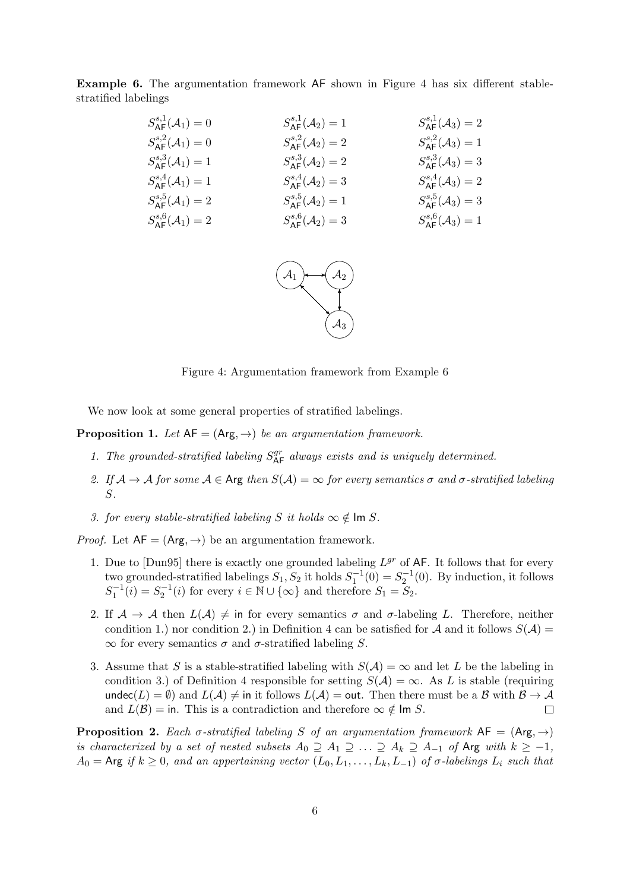**Example 6.** The argumentation framework $\mathsf{AF}$ shown in Figure 4 has six different stable-stratified labelings

$$
\begin{array}{lll}
S^{s,1}_{\mathsf{AF}}(\mathcal{A}_1) = 0 & S^{s,1}_{\mathsf{AF}}(\mathcal{A}_2) = 1 & S^{s,1}_{\mathsf{AF}}(\mathcal{A}_3) = 2 \\
S^{s,2}_{\mathsf{AF}}(\mathcal{A}_1) = 0 & S^{s,2}_{\mathsf{AF}}(\mathcal{A}_2) = 2 & S^{s,2}_{\mathsf{AF}}(\mathcal{A}_3) = 1 \\
S^{s,3}_{\mathsf{AF}}(\mathcal{A}_1) = 1 & S^{s,3}_{\mathsf{AF}}(\mathcal{A}_2) = 2 & S^{s,3}_{\mathsf{AF}}(\mathcal{A}_3) = 3 \\
S^{s,4}_{\mathsf{AF}}(\mathcal{A}_1) = 1 & S^{s,4}_{\mathsf{AF}}(\mathcal{A}_2) = 3 & S^{s,4}_{\mathsf{AF}}(\mathcal{A}_3) = 2 \\
S^{s,5}_{\mathsf{AF}}(\mathcal{A}_1) = 2 & S^{s,5}_{\mathsf{AF}}(\mathcal{A}_2) = 1 & S^{s,5}_{\mathsf{AF}}(\mathcal{A}_3) = 3 \\
S^{s,6}_{\mathsf{AF}}(\mathcal{A}_1) = 2 & S^{s,6}_{\mathsf{AF}}(\mathcal{A}_2) = 3 & S^{s,6}_{\mathsf{AF}}(\mathcal{A}_3) = 1
\end{array}
$$

Figure 4: Argumentation framework from Example 6

We now look at some general properties of stratified labelings.

**Proposition 1.** *Let $\mathsf{AF} = (\mathsf{Arg}, \rightarrow)$ be an argumentation framework.*

1. *The grounded-stratified labeling $S^{gr}_{\mathsf{AF}}$ always exists and is uniquely determined.*
2. *If $\mathcal{A} \rightarrow \mathcal{A}$ for some $\mathcal{A} \in \mathsf{Arg}$ then $S(\mathcal{A}) = \infty$ for every semantics $\sigma$ and $\sigma$-stratified labeling $S$.*
3. *for every stable-stratified labeling $S$ it holds $\infty \notin \mathsf{Im}\, S$.*

*Proof.* Let $\mathsf{AF} = (\mathsf{Arg}, \rightarrow)$ be an argumentation framework.

1. Due to [Dun95] there is exactly one grounded labeling $L^{gr}$ of $\mathsf{AF}$. It follows that for every two grounded-stratified labelings $S_1, S_2$ it holds $S_1^{-1}(0) = S_2^{-1}(0)$. By induction, it follows $S_1^{-1}(i) = S_2^{-1}(i)$ for every $i \in \mathbb{N} \cup \{\infty\}$ and therefore $S_1 = S_2$.
2. If $\mathcal{A} \rightarrow \mathcal{A}$ then $L(\mathcal{A}) \neq \mathsf{in}$ for every semantics $\sigma$ and $\sigma$-labeling $L$. Therefore, neither condition 1.) nor condition 2.) in Definition 4 can be satisfied for $\mathcal{A}$ and it follows $S(\mathcal{A}) = \infty$ for every semantics $\sigma$ and $\sigma$-stratified labeling $S$.
3. Assume that $S$ is a stable-stratified labeling with $S(\mathcal{A}) = \infty$ and let $L$ be the labeling in condition 3.) of Definition 4 responsible for setting $S(\mathcal{A}) = \infty$. As $L$ is stable (requiring $\mathsf{undec}(L) = \emptyset$) and $L(\mathcal{A}) \neq \mathsf{in}$ it follows $L(\mathcal{A}) = \mathsf{out}$. Then there must be a $\mathcal{B}$ with $\mathcal{B} \rightarrow \mathcal{A}$ and $L(\mathcal{B}) = \mathsf{in}$. This is a contradiction and therefore $\infty \notin \mathsf{Im}\, S$. □

**Proposition 2.** *Each $\sigma$-stratified labeling $S$ of an argumentation framework $\mathsf{AF} = (\mathsf{Arg}, \rightarrow)$ is characterized by a set of nested subsets $A_0 \supseteq A_1 \supseteq \ldots \supseteq A_k \supseteq A_{-1}$ of $\mathsf{Arg}$ with $k \geq -1$, $A_0 = \mathsf{Arg}$ if $k \geq 0$, and an appertaining vector $(L_0, L_1, \ldots, L_k, L_{-1})$ of $\sigma$-labelings $L_i$ such that*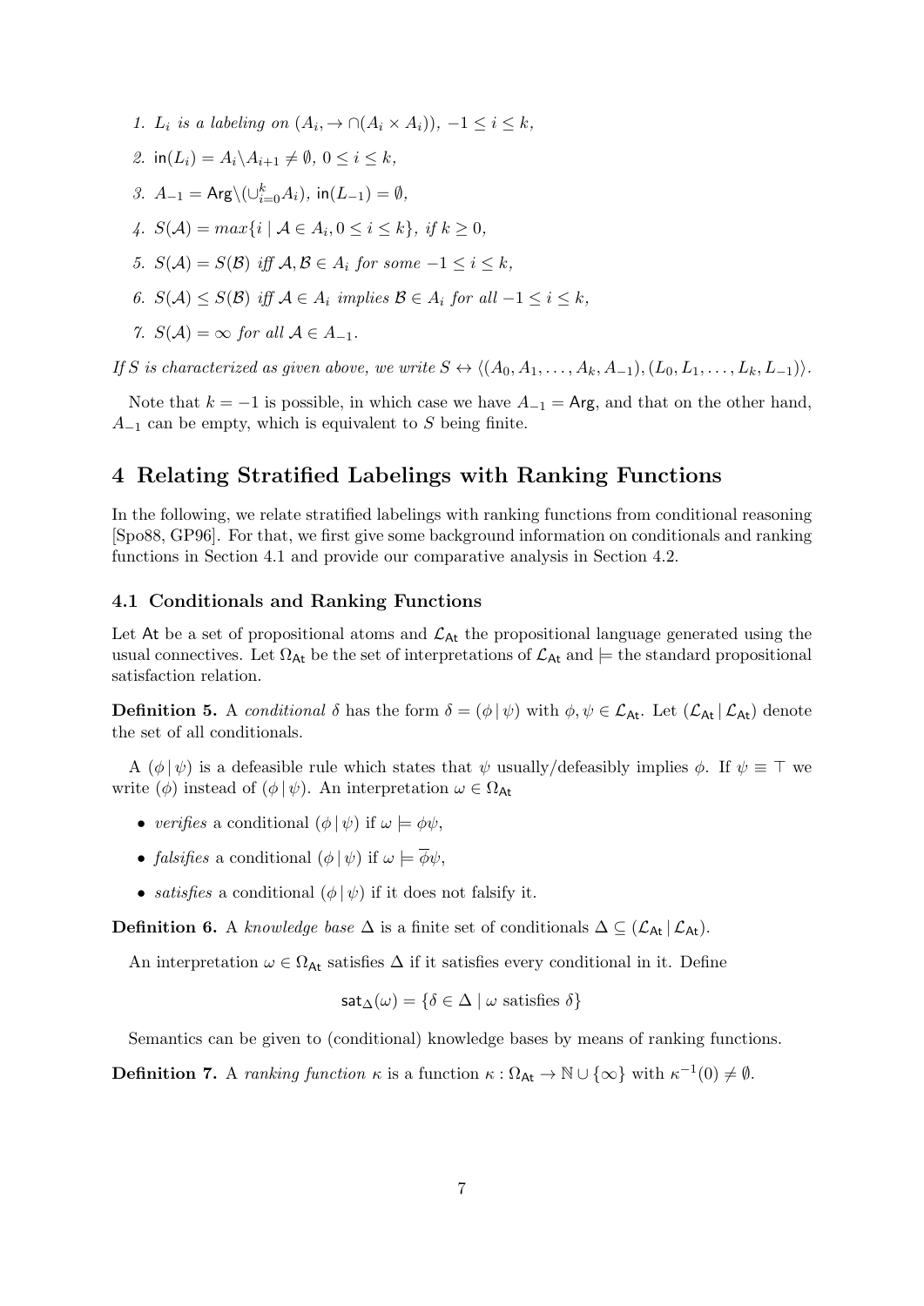1. $L_i$ *is a labeling on* $(A_i, \rightarrow \cap (A_i \times A_i))$*,* $-1 \leq i \leq k$*,*
2. $\mathsf{in}(L_i) = A_i \backslash A_{i+1} \neq \emptyset$*,* $0 \leq i \leq k$*,*
3. $A_{-1} = \mathsf{Arg} \backslash (\cup_{i=0}^{k} A_i)$*,* $\mathsf{in}(L_{-1}) = \emptyset$*,*
4. $S(\mathcal{A}) = max\{i \mid \mathcal{A} \in A_i, 0 \leq i \leq k\}$*, if* $k \geq 0$*,*
5. $S(\mathcal{A}) = S(\mathcal{B})$ *iff* $\mathcal{A}, \mathcal{B} \in A_i$ *for some* $-1 \leq i \leq k$*,*
6. $S(\mathcal{A}) \leq S(\mathcal{B})$ *iff* $\mathcal{A} \in A_i$ *implies* $\mathcal{B} \in A_i$ *for all* $-1 \leq i \leq k$*,*
7. $S(\mathcal{A}) = \infty$ *for all* $\mathcal{A} \in A_{-1}$*.*

*If* $S$ *is characterized as given above, we write* $S \leftrightarrow \langle (A_0, A_1, \ldots, A_k, A_{-1}), (L_0, L_1, \ldots, L_k, L_{-1}) \rangle$*.*

Note that $k = -1$ is possible, in which case we have $A_{-1} = \mathsf{Arg}$, and that on the other hand, $A_{-1}$ can be empty, which is equivalent to $S$ being finite.

# 4 Relating Stratified Labelings with Ranking Functions

In the following, we relate stratified labelings with ranking functions from conditional reasoning [Spo88, GP96]. For that, we first give some background information on conditionals and ranking functions in Section 4.1 and provide our comparative analysis in Section 4.2.

## 4.1 Conditionals and Ranking Functions

Let $\mathsf{At}$ be a set of propositional atoms and $\mathcal{L}_{\mathsf{At}}$ the propositional language generated using the usual connectives. Let $\Omega_{\mathsf{At}}$ be the set of interpretations of $\mathcal{L}_{\mathsf{At}}$ and $\models$ the standard propositional satisfaction relation.

**Definition 5.** A *conditional* $\delta$ has the form $\delta = (\phi \,|\, \psi)$ with $\phi, \psi \in \mathcal{L}_{\mathsf{At}}$. Let $(\mathcal{L}_{\mathsf{At}} \,|\, \mathcal{L}_{\mathsf{At}})$ denote the set of all conditionals.

A $(\phi \,|\, \psi)$ is a defeasible rule which states that $\psi$ usually/defeasibly implies $\phi$. If $\psi \equiv \top$ we write $(\phi)$ instead of $(\phi \,|\, \psi)$. An interpretation $\omega \in \Omega_{\mathsf{At}}$

- *verifies* a conditional $(\phi \,|\, \psi)$ if $\omega \models \phi\psi$,
- *falsifies* a conditional $(\phi \,|\, \psi)$ if $\omega \models \overline{\phi}\psi$,
- *satisfies* a conditional $(\phi \,|\, \psi)$ if it does not falsify it.

**Definition 6.** A *knowledge base* $\Delta$ is a finite set of conditionals $\Delta \subseteq (\mathcal{L}_{\mathsf{At}} \,|\, \mathcal{L}_{\mathsf{At}})$.

An interpretation $\omega \in \Omega_{\mathsf{At}}$ satisfies $\Delta$ if it satisfies every conditional in it. Define

$$\mathsf{sat}_{\Delta}(\omega) = \{\delta \in \Delta \mid \omega \text{ satisfies } \delta\}$$

Semantics can be given to (conditional) knowledge bases by means of ranking functions.

**Definition 7.** A *ranking function* $\kappa$ is a function $\kappa : \Omega_{\mathsf{At}} \rightarrow \mathbb{N} \cup \{\infty\}$ with $\kappa^{-1}(0) \neq \emptyset$.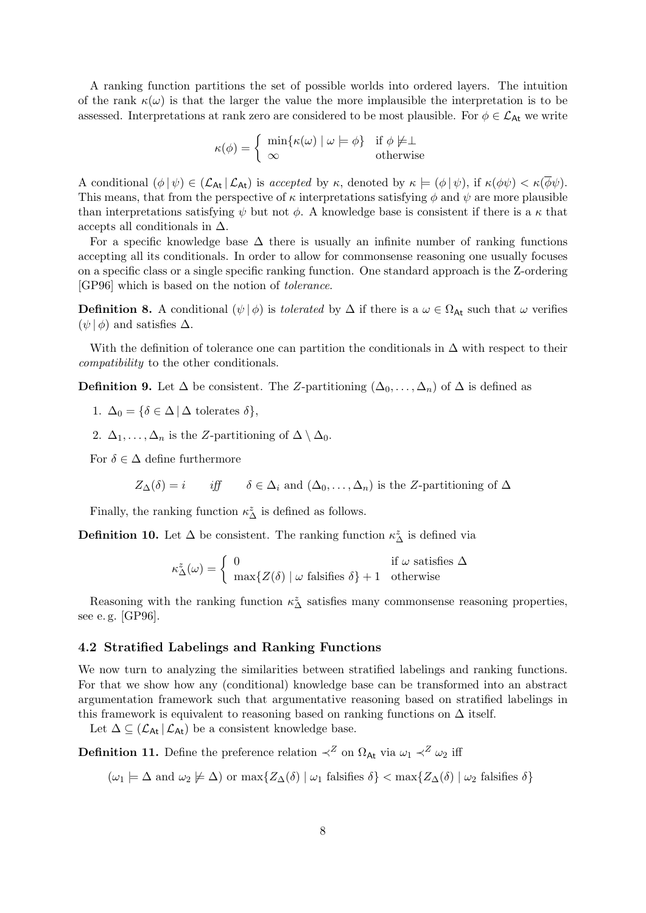A ranking function partitions the set of possible worlds into ordered layers. The intuition of the rank $\kappa(\omega)$ is that the larger the value the more implausible the interpretation is to be assessed. Interpretations at rank zero are considered to be most plausible. For $\phi \in \mathcal{L}_{\mathsf{At}}$ we write

$$\kappa(\phi) = \begin{cases} \min\{\kappa(\omega) \mid \omega \models \phi\} & \text{if } \phi \not\models \bot \\ \infty & \text{otherwise} \end{cases}$$

A conditional $(\phi \,|\, \psi) \in (\mathcal{L}_{\mathsf{At}} \,|\, \mathcal{L}_{\mathsf{At}})$ is *accepted* by $\kappa$, denoted by $\kappa \models (\phi \,|\, \psi)$, if $\kappa(\phi\psi) < \kappa(\overline{\phi}\psi)$. This means, that from the perspective of $\kappa$ interpretations satisfying $\phi$ and $\psi$ are more plausible than interpretations satisfying $\psi$ but not $\phi$. A knowledge base is consistent if there is a $\kappa$ that accepts all conditionals in $\Delta$.

For a specific knowledge base $\Delta$ there is usually an infinite number of ranking functions accepting all its conditionals. In order to allow for commonsense reasoning one usually focuses on a specific class or a single specific ranking function. One standard approach is the Z-ordering [GP96] which is based on the notion of *tolerance*.

**Definition 8.** A conditional $(\psi \,|\, \phi)$ is *tolerated* by $\Delta$ if there is a $\omega \in \Omega_{\mathsf{At}}$ such that $\omega$ verifies $(\psi \,|\, \phi)$ and satisfies $\Delta$.

With the definition of tolerance one can partition the conditionals in $\Delta$ with respect to their *compatibility* to the other conditionals.

**Definition 9.** Let $\Delta$ be consistent. The *Z*-partitioning $(\Delta_0, \ldots, \Delta_n)$ of $\Delta$ is defined as

1. $\Delta_0 = \{\delta \in \Delta \,|\, \Delta \text{ tolerates } \delta\}$,
2. $\Delta_1, \ldots, \Delta_n$ is the *Z*-partitioning of $\Delta \setminus \Delta_0$.

For $\delta \in \Delta$ define furthermore

$$Z_\Delta(\delta) = i \qquad \textit{iff} \qquad \delta \in \Delta_i \text{ and } (\Delta_0, \ldots, \Delta_n) \text{ is the } Z\text{-partitioning of } \Delta$$

Finally, the ranking function $\kappa^z_\Delta$ is defined as follows.

**Definition 10.** Let $\Delta$ be consistent. The ranking function $\kappa^z_\Delta$ is defined via

$$\kappa^z_\Delta(\omega) = \begin{cases} 0 & \text{if } \omega \text{ satisfies } \Delta \\ \max\{Z(\delta) \mid \omega \text{ falsifies } \delta\} + 1 & \text{otherwise} \end{cases}$$

Reasoning with the ranking function $\kappa^z_\Delta$ satisfies many commonsense reasoning properties, see e. g. [GP96].

### 4.2 Stratified Labelings and Ranking Functions

We now turn to analyzing the similarities between stratified labelings and ranking functions. For that we show how any (conditional) knowledge base can be transformed into an abstract argumentation framework such that argumentative reasoning based on stratified labelings in this framework is equivalent to reasoning based on ranking functions on $\Delta$ itself.

Let $\Delta \subseteq (\mathcal{L}_{\mathsf{At}} \,|\, \mathcal{L}_{\mathsf{At}})$ be a consistent knowledge base.

**Definition 11.** Define the preference relation $\prec^Z$ on $\Omega_{\mathsf{At}}$ via $\omega_1 \prec^Z \omega_2$ iff

$$(\omega_1 \models \Delta \text{ and } \omega_2 \not\models \Delta) \text{ or } \max\{Z_\Delta(\delta) \mid \omega_1 \text{ falsifies } \delta\} < \max\{Z_\Delta(\delta) \mid \omega_2 \text{ falsifies } \delta\}$$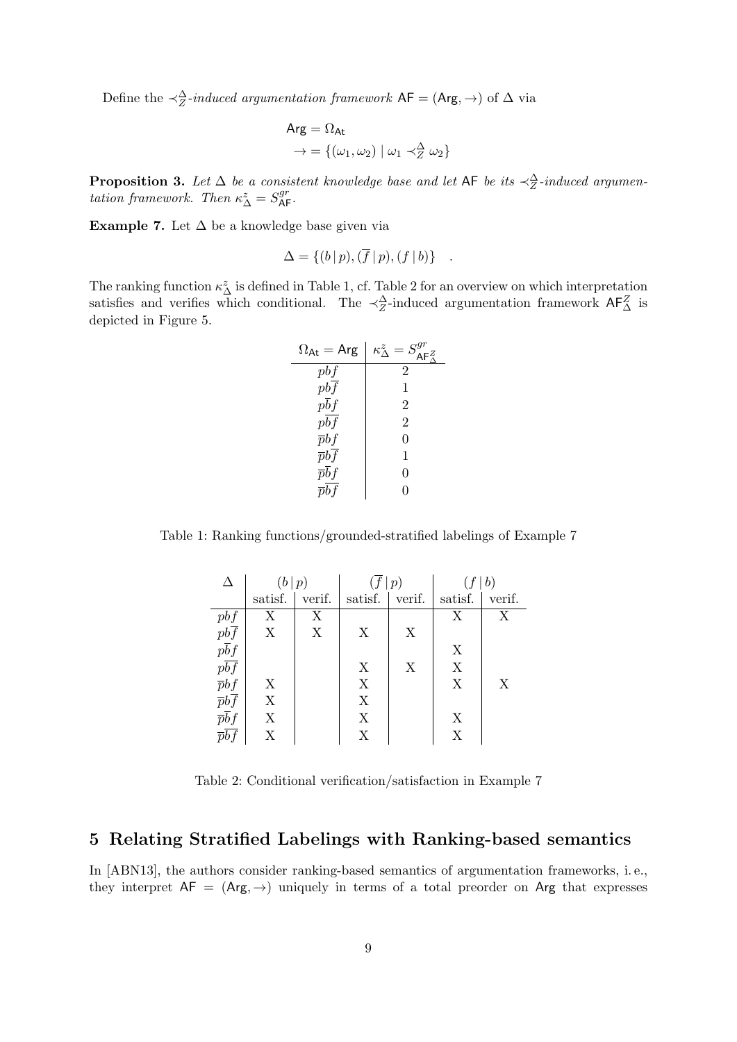Define the $\prec_Z^\Delta$*-induced argumentation framework* $\mathsf{AF} = (\mathsf{Arg}, \rightarrow)$ of $\Delta$ via

$$\mathsf{Arg} = \Omega_{\mathsf{At}}$$
$$\rightarrow = \{(\omega_1, \omega_2) \mid \omega_1 \prec_Z^\Delta \omega_2\}$$

**Proposition 3.** *Let $\Delta$ be a consistent knowledge base and let $\mathsf{AF}$ be its $\prec_Z^\Delta$-induced argumentation framework. Then $\kappa_\Delta^z = S_{\mathsf{AF}}^{gr}$.*

**Example 7.** Let $\Delta$ be a knowledge base given via

$$\Delta = \{(b \,|\, p), (\overline{f} \,|\, p), (f \,|\, b)\} \quad .$$

The ranking function $\kappa_\Delta^z$ is defined in Table 1, cf. Table 2 for an overview on which interpretation satisfies and verifies which conditional. The $\prec_Z^\Delta$-induced argumentation framework $\mathsf{AF}_\Delta^Z$ is depicted in Figure 5.

| $\Omega_{\mathsf{At}} = \mathsf{Arg}$ | $\kappa_\Delta^z = S_{\mathsf{AF}_\Delta^Z}^{gr}$ |
|---|---|
| $pbf$ | 2 |
| $pb\overline{f}$ | 1 |
| $p\overline{b}f$ | 2 |
| $p\overline{b}\overline{f}$ | 2 |
| $\overline{p}bf$ | 0 |
| $\overline{p}b\overline{f}$ | 1 |
| $\overline{p}\overline{b}f$ | 0 |
| $\overline{p}\overline{b}\overline{f}$ | 0 |

Table 1: Ranking functions/grounded-stratified labelings of Example 7

| $\Delta$ | $(b \,\|\, p)$ | | $(\overline{f} \,\|\, p)$ | | $(f \,\|\, b)$ | |
|---|---|---|---|---|---|---|
| | satisf. | verif. | satisf. | verif. | satisf. | verif. |
| $pbf$ | X | X | | | X | X |
| $pb\overline{f}$ | X | X | X | X | | |
| $p\overline{b}f$ | | | | | X | |
| $p\overline{b}\overline{f}$ | | | X | X | X | |
| $\overline{p}bf$ | X | | X | | X | X |
| $\overline{p}b\overline{f}$ | X | | X | | | |
| $\overline{p}\overline{b}f$ | X | | X | | X | |
| $\overline{p}\overline{b}\overline{f}$ | X | | X | | X | |

Table 2: Conditional verification/satisfaction in Example 7

## 5 Relating Stratified Labelings with Ranking-based semantics

In [ABN13], the authors consider ranking-based semantics of argumentation frameworks, i. e., they interpret $\mathsf{AF} = (\mathsf{Arg}, \rightarrow)$ uniquely in terms of a total preorder on $\mathsf{Arg}$ that expresses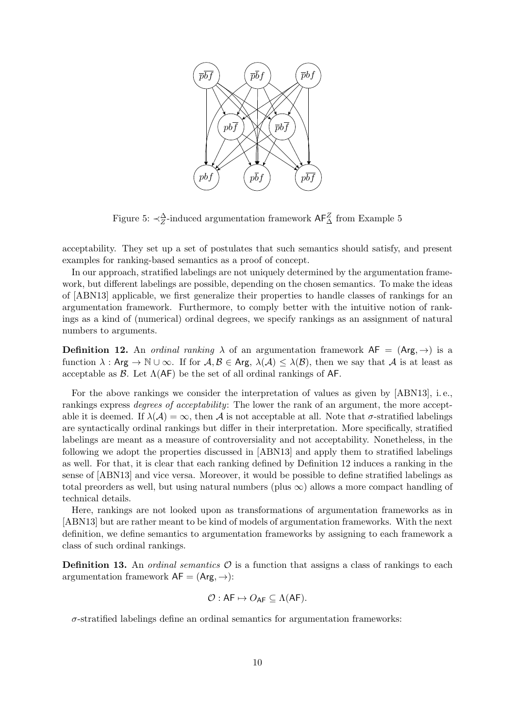Figure 5: $\prec_Z^\Delta$-induced argumentation framework $\mathsf{AF}_\Delta^Z$ from Example 5

acceptability. They set up a set of postulates that such semantics should satisfy, and present examples for ranking-based semantics as a proof of concept.

In our approach, stratified labelings are not uniquely determined by the argumentation framework, but different labelings are possible, depending on the chosen semantics. To make the ideas of [ABN13] applicable, we first generalize their properties to handle classes of rankings for an argumentation framework. Furthermore, to comply better with the intuitive notion of rankings as a kind of (numerical) ordinal degrees, we specify rankings as an assignment of natural numbers to arguments.

**Definition 12.** An *ordinal ranking* $\lambda$ of an argumentation framework $\mathsf{AF} = (\mathsf{Arg}, \rightarrow)$ is a function $\lambda : \mathsf{Arg} \rightarrow \mathbb{N} \cup \infty$. If for $\mathcal{A}, \mathcal{B} \in \mathsf{Arg}$, $\lambda(\mathcal{A}) \leq \lambda(\mathcal{B})$, then we say that $\mathcal{A}$ is at least as acceptable as $\mathcal{B}$. Let $\Lambda(\mathsf{AF})$ be the set of all ordinal rankings of $\mathsf{AF}$.

For the above rankings we consider the interpretation of values as given by [ABN13], i. e., rankings express *degrees of acceptability*: The lower the rank of an argument, the more acceptable it is deemed. If $\lambda(\mathcal{A}) = \infty$, then $\mathcal{A}$ is not acceptable at all. Note that $\sigma$-stratified labelings are syntactically ordinal rankings but differ in their interpretation. More specifically, stratified labelings are meant as a measure of controversiality and not acceptability. Nonetheless, in the following we adopt the properties discussed in [ABN13] and apply them to stratified labelings as well. For that, it is clear that each ranking defined by Definition 12 induces a ranking in the sense of [ABN13] and vice versa. Moreover, it would be possible to define stratified labelings as total preorders as well, but using natural numbers (plus $\infty$) allows a more compact handling of technical details.

Here, rankings are not looked upon as transformations of argumentation frameworks as in [ABN13] but are rather meant to be kind of models of argumentation frameworks. With the next definition, we define semantics to argumentation frameworks by assigning to each framework a class of such ordinal rankings.

**Definition 13.** An *ordinal semantics* $\mathcal{O}$ is a function that assigns a class of rankings to each argumentation framework $\mathsf{AF} = (\mathsf{Arg}, \rightarrow)$:

$$\mathcal{O} : \mathsf{AF} \mapsto O_{\mathsf{AF}} \subseteq \Lambda(\mathsf{AF}).$$

$\sigma$-stratified labelings define an ordinal semantics for argumentation frameworks: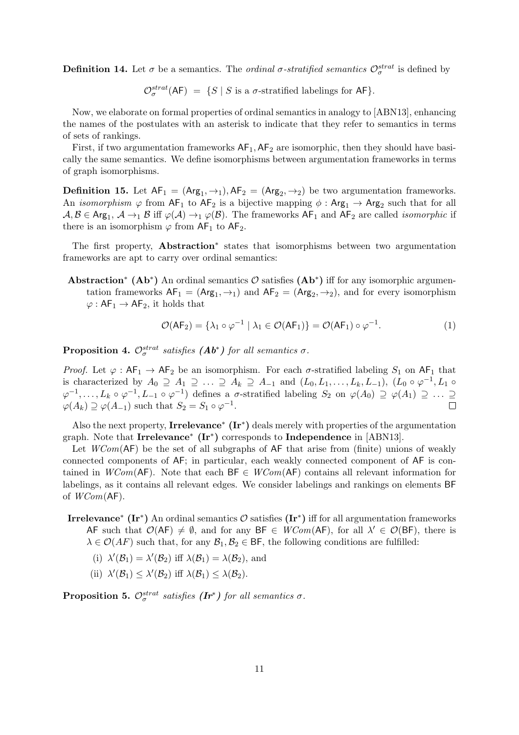**Definition 14.** Let $\sigma$ be a semantics. The *ordinal $\sigma$-stratified semantics* $\mathcal{O}_\sigma^{strat}$ is defined by

$$\mathcal{O}_\sigma^{strat}(\mathsf{AF}) \;=\; \{S \mid S \text{ is a } \sigma\text{-stratified labelings for } \mathsf{AF}\}.$$

Now, we elaborate on formal properties of ordinal semantics in analogy to [ABN13], enhancing the names of the postulates with an asterisk to indicate that they refer to semantics in terms of sets of rankings.

First, if two argumentation frameworks $\mathsf{AF}_1, \mathsf{AF}_2$ are isomorphic, then they should have basically the same semantics. We define isomorphisms between argumentation frameworks in terms of graph isomorphisms.

**Definition 15.** Let $\mathsf{AF}_1 = (\mathsf{Arg}_1, \rightarrow_1), \mathsf{AF}_2 = (\mathsf{Arg}_2, \rightarrow_2)$ be two argumentation frameworks. An *isomorphism* $\varphi$ from $\mathsf{AF}_1$ to $\mathsf{AF}_2$ is a bijective mapping $\phi : \mathsf{Arg}_1 \rightarrow \mathsf{Arg}_2$ such that for all $\mathcal{A}, \mathcal{B} \in \mathsf{Arg}_1$, $\mathcal{A} \rightarrow_1 \mathcal{B}$ iff $\varphi(\mathcal{A}) \rightarrow_1 \varphi(\mathcal{B})$. The frameworks $\mathsf{AF}_1$ and $\mathsf{AF}_2$ are called *isomorphic* if there is an isomorphism $\varphi$ from $\mathsf{AF}_1$ to $\mathsf{AF}_2$.

The first property, **Abstraction**$^*$ states that isomorphisms between two argumentation frameworks are apt to carry over ordinal semantics:

**Abstraction$^*$ (Ab$^*$)** An ordinal semantics $\mathcal{O}$ satisfies **(Ab$^*$)** iff for any isomorphic argumentation frameworks $\mathsf{AF}_1 = (\mathsf{Arg}_1, \rightarrow_1)$ and $\mathsf{AF}_2 = (\mathsf{Arg}_2, \rightarrow_2)$, and for every isomorphism $\varphi : \mathsf{AF}_1 \rightarrow \mathsf{AF}_2$, it holds that

$$\mathcal{O}(\mathsf{AF}_2) = \{\lambda_1 \circ \varphi^{-1} \mid \lambda_1 \in \mathcal{O}(\mathsf{AF}_1)\} = \mathcal{O}(\mathsf{AF}_1) \circ \varphi^{-1}. \tag{1}$$

**Proposition 4.** *$\mathcal{O}_\sigma^{strat}$ satisfies **(Ab$^*$)** for all semantics $\sigma$.*

*Proof.* Let $\varphi : \mathsf{AF}_1 \rightarrow \mathsf{AF}_2$ be an isomorphism. For each $\sigma$-stratified labeling $S_1$ on $\mathsf{AF}_1$ that is characterized by $A_0 \supseteq A_1 \supseteq \ldots \supseteq A_k \supseteq A_{-1}$ and $(L_0, L_1, \ldots, L_k, L_{-1})$, $(L_0 \circ \varphi^{-1}, L_1 \circ \varphi^{-1}, \ldots, L_k \circ \varphi^{-1}, L_{-1} \circ \varphi^{-1})$ defines a $\sigma$-stratified labeling $S_2$ on $\varphi(A_0) \supseteq \varphi(A_1) \supseteq \ldots \supseteq \varphi(A_k) \supseteq \varphi(A_{-1})$ such that $S_2 = S_1 \circ \varphi^{-1}$. □

Also the next property, **Irrelevance$^*$ (Ir$^*$)** deals merely with properties of the argumentation graph. Note that **Irrelevance$^*$ (Ir$^*$)** corresponds to **Independence** in [ABN13].

Let $WCom(\mathsf{AF})$ be the set of all subgraphs of $\mathsf{AF}$ that arise from (finite) unions of weakly connected components of $\mathsf{AF}$; in particular, each weakly connected component of $\mathsf{AF}$ is contained in $WCom(\mathsf{AF})$. Note that each $\mathsf{BF} \in WCom(\mathsf{AF})$ contains all relevant information for labelings, as it contains all relevant edges. We consider labelings and rankings on elements $\mathsf{BF}$ of $WCom(\mathsf{AF})$.

**Irrelevance$^*$ (Ir$^*$)** An ordinal semantics $\mathcal{O}$ satisfies **(Ir$^*$)** iff for all argumentation frameworks $\mathsf{AF}$ such that $\mathcal{O}(\mathsf{AF}) \neq \emptyset$, and for any $\mathsf{BF} \in WCom(\mathsf{AF})$, for all $\lambda' \in \mathcal{O}(\mathsf{BF})$, there is $\lambda \in \mathcal{O}(AF)$ such that, for any $\mathcal{B}_1, \mathcal{B}_2 \in \mathsf{BF}$, the following conditions are fulfilled:

(i) $\lambda'(\mathcal{B}_1) = \lambda'(\mathcal{B}_2)$ iff $\lambda(\mathcal{B}_1) = \lambda(\mathcal{B}_2)$, and

(ii) $\lambda'(\mathcal{B}_1) \leq \lambda'(\mathcal{B}_2)$ iff $\lambda(\mathcal{B}_1) \leq \lambda(\mathcal{B}_2)$.

**Proposition 5.** *$\mathcal{O}_\sigma^{strat}$ satisfies **(Ir$^*$)** for all semantics $\sigma$.*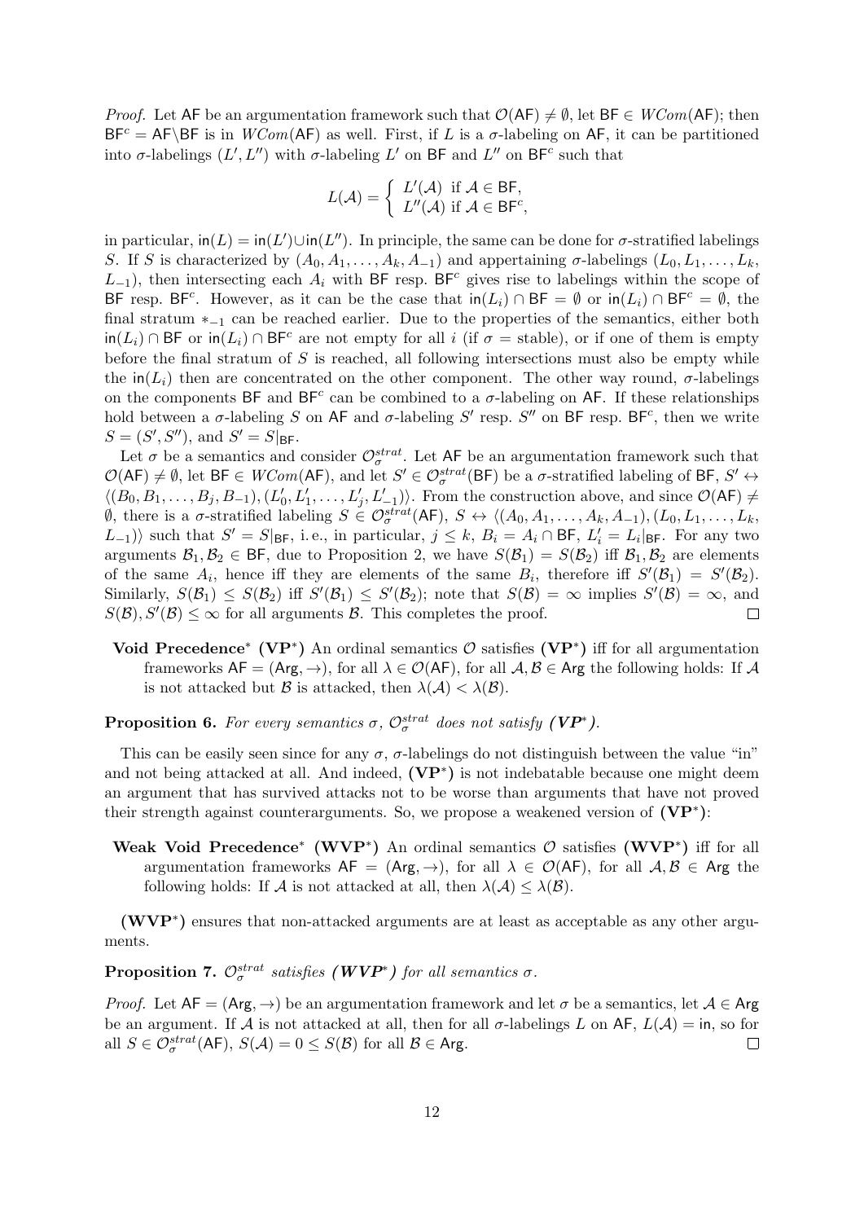*Proof.* Let $\mathsf{AF}$ be an argumentation framework such that $\mathcal{O}(\mathsf{AF}) \neq \emptyset$, let $\mathsf{BF} \in WCom(\mathsf{AF})$; then $\mathsf{BF}^c = \mathsf{AF}\backslash\mathsf{BF}$ is in $WCom(\mathsf{AF})$ as well. First, if $L$ is a $\sigma$-labeling on $\mathsf{AF}$, it can be partitioned into $\sigma$-labelings $(L', L'')$ with $\sigma$-labeling $L'$ on $\mathsf{BF}$ and $L''$ on $\mathsf{BF}^c$ such that

$$L(\mathcal{A}) = \begin{cases} L'(\mathcal{A}) & \text{if } \mathcal{A} \in \mathsf{BF}, \\ L''(\mathcal{A}) & \text{if } \mathcal{A} \in \mathsf{BF}^c, \end{cases}$$

in particular, $\mathsf{in}(L) = \mathsf{in}(L') \cup \mathsf{in}(L'')$. In principle, the same can be done for $\sigma$-stratified labelings $S$. If $S$ is characterized by $(A_0, A_1, \ldots, A_k, A_{-1})$ and appertaining $\sigma$-labelings $(L_0, L_1, \ldots, L_k, L_{-1})$, then intersecting each $A_i$ with $\mathsf{BF}$ resp. $\mathsf{BF}^c$ gives rise to labelings within the scope of $\mathsf{BF}$ resp. $\mathsf{BF}^c$. However, as it can be the case that $\mathsf{in}(L_i) \cap \mathsf{BF} = \emptyset$ or $\mathsf{in}(L_i) \cap \mathsf{BF}^c = \emptyset$, the final stratum $*_{-1}$ can be reached earlier. Due to the properties of the semantics, either both $\mathsf{in}(L_i) \cap \mathsf{BF}$ or $\mathsf{in}(L_i) \cap \mathsf{BF}^c$ are not empty for all $i$ (if $\sigma$ = stable), or if one of them is empty before the final stratum of $S$ is reached, all following intersections must also be empty while the $\mathsf{in}(L_i)$ then are concentrated on the other component. The other way round, $\sigma$-labelings on the components $\mathsf{BF}$ and $\mathsf{BF}^c$ can be combined to a $\sigma$-labeling on $\mathsf{AF}$. If these relationships hold between a $\sigma$-labeling $S$ on $\mathsf{AF}$ and $\sigma$-labeling $S'$ resp. $S''$ on $\mathsf{BF}$ resp. $\mathsf{BF}^c$, then we write $S = (S', S'')$, and $S' = S|_{\mathsf{BF}}$.

Let $\sigma$ be a semantics and consider $\mathcal{O}^{strat}_\sigma$. Let $\mathsf{AF}$ be an argumentation framework such that $\mathcal{O}(\mathsf{AF}) \neq \emptyset$, let $\mathsf{BF} \in WCom(\mathsf{AF})$, and let $S' \in \mathcal{O}^{strat}_\sigma(\mathsf{BF})$ be a $\sigma$-stratified labeling of $\mathsf{BF}$, $S' \leftrightarrow \langle (B_0, B_1, \ldots, B_j, B_{-1}), (L'_0, L'_1, \ldots, L'_j, L'_{-1})\rangle$. From the construction above, and since $\mathcal{O}(\mathsf{AF}) \neq \emptyset$, there is a $\sigma$-stratified labeling $S \in \mathcal{O}^{strat}_\sigma(\mathsf{AF})$, $S \leftrightarrow \langle (A_0, A_1, \ldots, A_k, A_{-1}), (L_0, L_1, \ldots, L_k, L_{-1})\rangle$ such that $S' = S|_{\mathsf{BF}}$, i. e., in particular, $j \leq k$, $B_i = A_i \cap \mathsf{BF}$, $L'_i = L_i|_{\mathsf{BF}}$. For any two arguments $\mathcal{B}_1, \mathcal{B}_2 \in \mathsf{BF}$, due to Proposition 2, we have $S(\mathcal{B}_1) = S(\mathcal{B}_2)$ iff $\mathcal{B}_1, \mathcal{B}_2$ are elements of the same $A_i$, hence iff they are elements of the same $B_i$, therefore iff $S'(\mathcal{B}_1) = S'(\mathcal{B}_2)$. Similarly, $S(\mathcal{B}_1) \leq S(\mathcal{B}_2)$ iff $S'(\mathcal{B}_1) \leq S'(\mathcal{B}_2)$; note that $S(\mathcal{B}) = \infty$ implies $S'(\mathcal{B}) = \infty$, and $S(\mathcal{B}), S'(\mathcal{B}) \leq \infty$ for all arguments $\mathcal{B}$. This completes the proof. □

**Void Precedence$^*$ (VP$^*$)** An ordinal semantics $\mathcal{O}$ satisfies **(VP$^*$)** iff for all argumentation frameworks $\mathsf{AF} = (\mathsf{Arg}, \to)$, for all $\lambda \in \mathcal{O}(\mathsf{AF})$, for all $\mathcal{A}, \mathcal{B} \in \mathsf{Arg}$ the following holds: If $\mathcal{A}$ is not attacked but $\mathcal{B}$ is attacked, then $\lambda(\mathcal{A}) < \lambda(\mathcal{B})$.

**Proposition 6.** *For every semantics $\sigma$, $\mathcal{O}^{strat}_\sigma$ does not satisfy **(VP$^*$)**.*

This can be easily seen since for any $\sigma$, $\sigma$-labelings do not distinguish between the value "in" and not being attacked at all. And indeed, **(VP$^*$)** is not indebatable because one might deem an argument that has survived attacks not to be worse than arguments that have not proved their strength against counterarguments. So, we propose a weakened version of **(VP$^*$)**:

**Weak Void Precedence$^*$ (WVP$^*$)** An ordinal semantics $\mathcal{O}$ satisfies **(WVP$^*$)** iff for all argumentation frameworks $\mathsf{AF} = (\mathsf{Arg}, \to)$, for all $\lambda \in \mathcal{O}(\mathsf{AF})$, for all $\mathcal{A}, \mathcal{B} \in \mathsf{Arg}$ the following holds: If $\mathcal{A}$ is not attacked at all, then $\lambda(\mathcal{A}) \leq \lambda(\mathcal{B})$.

**(WVP$^*$)** ensures that non-attacked arguments are at least as acceptable as any other arguments.

**Proposition 7.** *$\mathcal{O}^{strat}_\sigma$ satisfies **(WVP$^*$)** for all semantics $\sigma$.*

*Proof.* Let $\mathsf{AF} = (\mathsf{Arg}, \to)$ be an argumentation framework and let $\sigma$ be a semantics, let $\mathcal{A} \in \mathsf{Arg}$ be an argument. If $\mathcal{A}$ is not attacked at all, then for all $\sigma$-labelings $L$ on $\mathsf{AF}$, $L(\mathcal{A}) = \mathsf{in}$, so for all $S \in \mathcal{O}^{strat}_\sigma(\mathsf{AF})$, $S(\mathcal{A}) = 0 \leq S(\mathcal{B})$ for all $\mathcal{B} \in \mathsf{Arg}$. □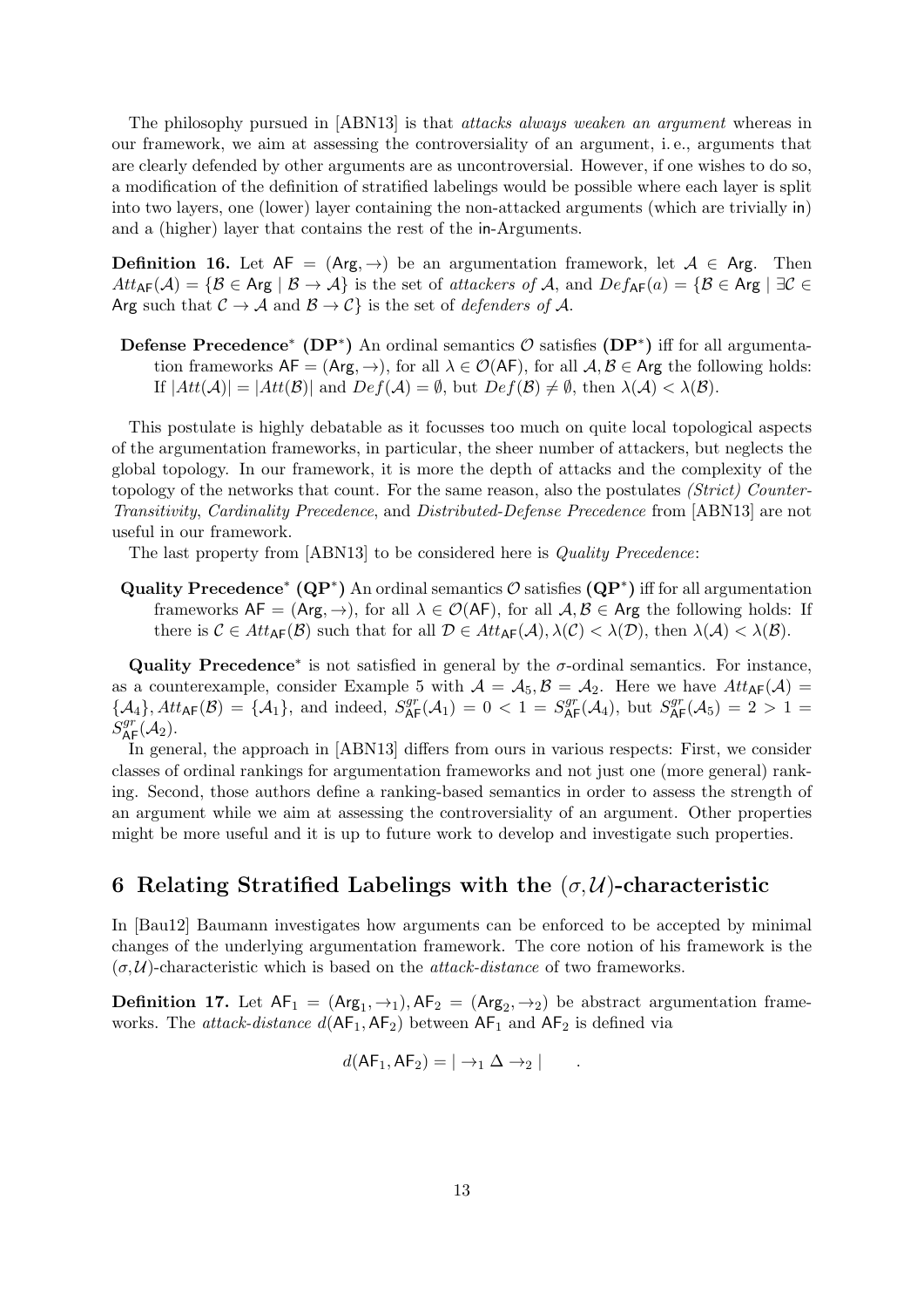The philosophy pursued in [ABN13] is that *attacks always weaken an argument* whereas in our framework, we aim at assessing the controversiality of an argument, i. e., arguments that are clearly defended by other arguments are as uncontroversial. However, if one wishes to do so, a modification of the definition of stratified labelings would be possible where each layer is split into two layers, one (lower) layer containing the non-attacked arguments (which are trivially in) and a (higher) layer that contains the rest of the in-Arguments.

**Definition 16.** Let $\mathsf{AF} = (\mathsf{Arg}, \to)$ be an argumentation framework, let $\mathcal{A} \in \mathsf{Arg}$. Then $Att_{\mathsf{AF}}(\mathcal{A}) = \{\mathcal{B} \in \mathsf{Arg} \mid \mathcal{B} \to \mathcal{A}\}$ is the set of *attackers of* $\mathcal{A}$, and $Def_{\mathsf{AF}}(a) = \{\mathcal{B} \in \mathsf{Arg} \mid \exists \mathcal{C} \in \mathsf{Arg}$ such that $\mathcal{C} \to \mathcal{A}$ and $\mathcal{B} \to \mathcal{C}\}$ is the set of *defenders of* $\mathcal{A}$.

**Defense Precedence$^*$ (DP$^*$)** An ordinal semantics $\mathcal{O}$ satisfies **(DP$^*$)** iff for all argumentation frameworks $\mathsf{AF} = (\mathsf{Arg}, \to)$, for all $\lambda \in \mathcal{O}(\mathsf{AF})$, for all $\mathcal{A}, \mathcal{B} \in \mathsf{Arg}$ the following holds: If $|Att(\mathcal{A})| = |Att(\mathcal{B})|$ and $Def(\mathcal{A}) = \emptyset$, but $Def(\mathcal{B}) \neq \emptyset$, then $\lambda(\mathcal{A}) < \lambda(\mathcal{B})$.

This postulate is highly debatable as it focusses too much on quite local topological aspects of the argumentation frameworks, in particular, the sheer number of attackers, but neglects the global topology. In our framework, it is more the depth of attacks and the complexity of the topology of the networks that count. For the same reason, also the postulates *(Strict) Counter-Transitivity*, *Cardinality Precedence*, and *Distributed-Defense Precedence* from [ABN13] are not useful in our framework.

The last property from [ABN13] to be considered here is *Quality Precedence*:

**Quality Precedence$^*$ (QP$^*$)** An ordinal semantics $\mathcal{O}$ satisfies **(QP$^*$)** iff for all argumentation frameworks $\mathsf{AF} = (\mathsf{Arg}, \to)$, for all $\lambda \in \mathcal{O}(\mathsf{AF})$, for all $\mathcal{A}, \mathcal{B} \in \mathsf{Arg}$ the following holds: If there is $\mathcal{C} \in Att_{\mathsf{AF}}(\mathcal{B})$ such that for all $\mathcal{D} \in Att_{\mathsf{AF}}(\mathcal{A}), \lambda(\mathcal{C}) < \lambda(\mathcal{D})$, then $\lambda(\mathcal{A}) < \lambda(\mathcal{B})$.

**Quality Precedence$^*$** is not satisfied in general by the $\sigma$-ordinal semantics. For instance, as a counterexample, consider Example 5 with $\mathcal{A} = \mathcal{A}_5, \mathcal{B} = \mathcal{A}_2$. Here we have $Att_{\mathsf{AF}}(\mathcal{A}) = \{\mathcal{A}_4\}, Att_{\mathsf{AF}}(\mathcal{B}) = \{\mathcal{A}_1\}$, and indeed, $S^{gr}_{\mathsf{AF}}(\mathcal{A}_1) = 0 < 1 = S^{gr}_{\mathsf{AF}}(\mathcal{A}_4)$, but $S^{gr}_{\mathsf{AF}}(\mathcal{A}_5) = 2 > 1 = S^{gr}_{\mathsf{AF}}(\mathcal{A}_2)$.

In general, the approach in [ABN13] differs from ours in various respects: First, we consider classes of ordinal rankings for argumentation frameworks and not just one (more general) ranking. Second, those authors define a ranking-based semantics in order to assess the strength of an argument while we aim at assessing the controversiality of an argument. Other properties might be more useful and it is up to future work to develop and investigate such properties.

## 6 Relating Stratified Labelings with the $(\sigma,\mathcal{U})$-characteristic

In [Bau12] Baumann investigates how arguments can be enforced to be accepted by minimal changes of the underlying argumentation framework. The core notion of his framework is the $(\sigma,\mathcal{U})$-characteristic which is based on the *attack-distance* of two frameworks.

**Definition 17.** Let $\mathsf{AF}_1 = (\mathsf{Arg}_1, \to_1), \mathsf{AF}_2 = (\mathsf{Arg}_2, \to_2)$ be abstract argumentation frameworks. The *attack-distance* $d(\mathsf{AF}_1, \mathsf{AF}_2)$ between $\mathsf{AF}_1$ and $\mathsf{AF}_2$ is defined via

$$d(\mathsf{AF}_1, \mathsf{AF}_2) = |\to_1 \Delta \to_2| \qquad .$$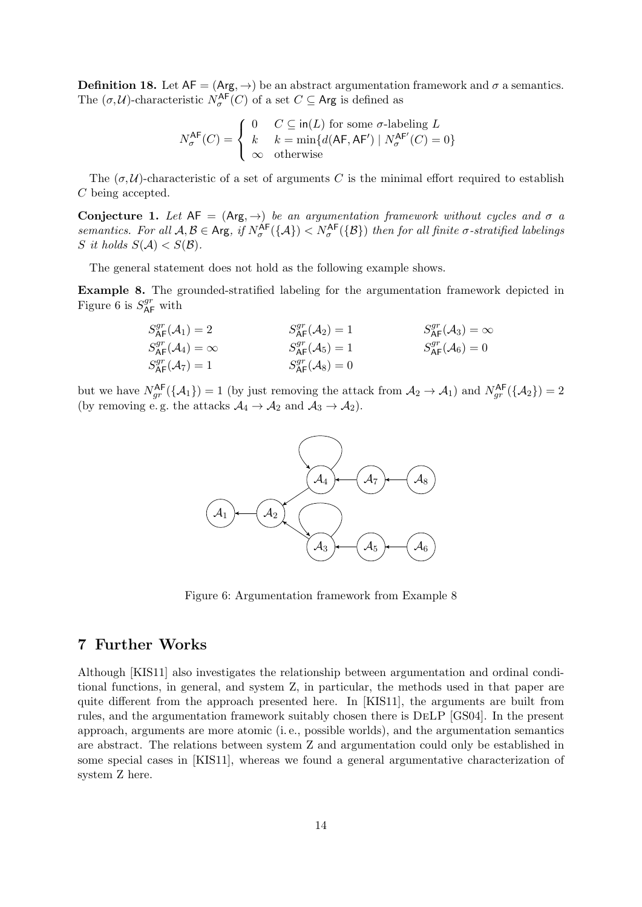**Definition 18.** Let $\mathsf{AF} = (\mathsf{Arg}, \rightarrow)$ be an abstract argumentation framework and $\sigma$ a semantics. The $(\sigma,\mathcal{U})$-characteristic $N_\sigma^{\mathsf{AF}}(C)$ of a set $C \subseteq \mathsf{Arg}$ is defined as

$$N_\sigma^{\mathsf{AF}}(C) = \begin{cases} 0 & C \subseteq \mathsf{in}(L) \text{ for some } \sigma\text{-labeling } L \\ k & k = \min\{d(\mathsf{AF}, \mathsf{AF}') \mid N_\sigma^{\mathsf{AF}'}(C) = 0\} \\ \infty & \text{otherwise} \end{cases}$$

The $(\sigma,\mathcal{U})$-characteristic of a set of arguments $C$ is the minimal effort required to establish $C$ being accepted.

**Conjecture 1.** *Let $\mathsf{AF} = (\mathsf{Arg}, \rightarrow)$ be an argumentation framework without cycles and $\sigma$ a semantics. For all $\mathcal{A}, \mathcal{B} \in \mathsf{Arg}$, if $N_\sigma^{\mathsf{AF}}(\{\mathcal{A}\}) < N_\sigma^{\mathsf{AF}}(\{\mathcal{B}\})$ then for all finite $\sigma$-stratified labelings $S$ it holds $S(\mathcal{A}) < S(\mathcal{B})$.*

The general statement does not hold as the following example shows.

**Example 8.** The grounded-stratified labeling for the argumentation framework depicted in Figure 6 is $S_{\mathsf{AF}}^{gr}$ with

$$\begin{array}{lll}
S_{\mathsf{AF}}^{gr}(\mathcal{A}_1) = 2 & S_{\mathsf{AF}}^{gr}(\mathcal{A}_2) = 1 & S_{\mathsf{AF}}^{gr}(\mathcal{A}_3) = \infty \\
S_{\mathsf{AF}}^{gr}(\mathcal{A}_4) = \infty & S_{\mathsf{AF}}^{gr}(\mathcal{A}_5) = 1 & S_{\mathsf{AF}}^{gr}(\mathcal{A}_6) = 0 \\
S_{\mathsf{AF}}^{gr}(\mathcal{A}_7) = 1 & S_{\mathsf{AF}}^{gr}(\mathcal{A}_8) = 0 &
\end{array}$$

but we have $N_{gr}^{\mathsf{AF}}(\{\mathcal{A}_1\}) = 1$ (by just removing the attack from $\mathcal{A}_2 \rightarrow \mathcal{A}_1$) and $N_{gr}^{\mathsf{AF}}(\{\mathcal{A}_2\}) = 2$ (by removing e. g. the attacks $\mathcal{A}_4 \rightarrow \mathcal{A}_2$ and $\mathcal{A}_3 \rightarrow \mathcal{A}_2$).

Figure 6: Argumentation framework from Example 8

## 7 Further Works

Although [KIS11] also investigates the relationship between argumentation and ordinal conditional functions, in general, and system Z, in particular, the methods used in that paper are quite different from the approach presented here. In [KIS11], the arguments are built from rules, and the argumentation framework suitably chosen there is DeLP [GS04]. In the present approach, arguments are more atomic (i. e., possible worlds), and the argumentation semantics are abstract. The relations between system Z and argumentation could only be established in some special cases in [KIS11], whereas we found a general argumentative characterization of system Z here.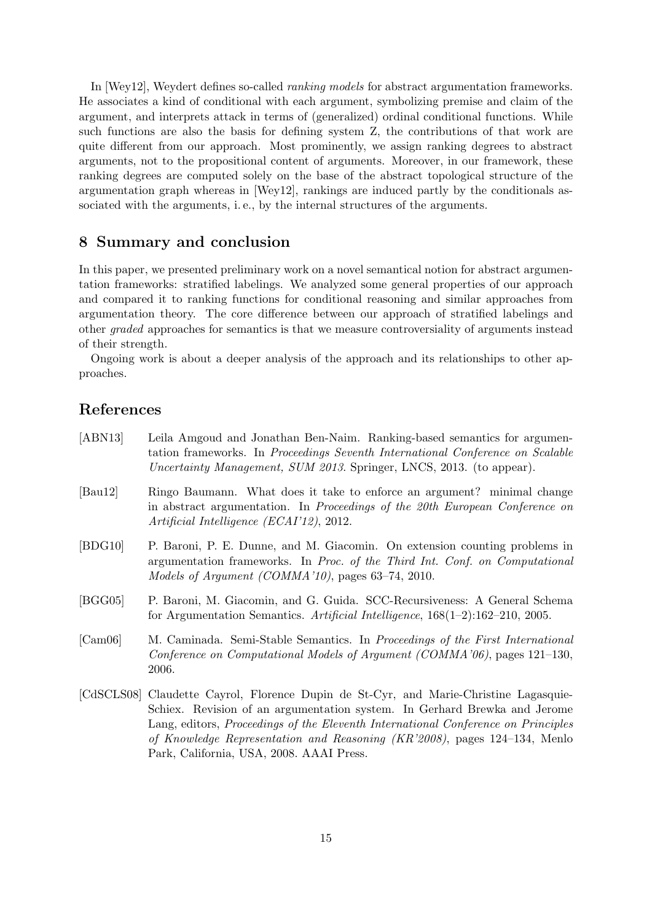In [Wey12], Weydert defines so-called *ranking models* for abstract argumentation frameworks. He associates a kind of conditional with each argument, symbolizing premise and claim of the argument, and interprets attack in terms of (generalized) ordinal conditional functions. While such functions are also the basis for defining system Z, the contributions of that work are quite different from our approach. Most prominently, we assign ranking degrees to abstract arguments, not to the propositional content of arguments. Moreover, in our framework, these ranking degrees are computed solely on the base of the abstract topological structure of the argumentation graph whereas in [Wey12], rankings are induced partly by the conditionals associated with the arguments, i. e., by the internal structures of the arguments.

## 8 Summary and conclusion

In this paper, we presented preliminary work on a novel semantical notion for abstract argumentation frameworks: stratified labelings. We analyzed some general properties of our approach and compared it to ranking functions for conditional reasoning and similar approaches from argumentation theory. The core difference between our approach of stratified labelings and other *graded* approaches for semantics is that we measure controversiality of arguments instead of their strength.

Ongoing work is about a deeper analysis of the approach and its relationships to other approaches.

## References

[ABN13] Leila Amgoud and Jonathan Ben-Naim. Ranking-based semantics for argumentation frameworks. In *Proceedings Seventh International Conference on Scalable Uncertainty Management, SUM 2013*. Springer, LNCS, 2013. (to appear).

[Bau12] Ringo Baumann. What does it take to enforce an argument? minimal change in abstract argumentation. In *Proceedings of the 20th European Conference on Artificial Intelligence (ECAI'12)*, 2012.

[BDG10] P. Baroni, P. E. Dunne, and M. Giacomin. On extension counting problems in argumentation frameworks. In *Proc. of the Third Int. Conf. on Computational Models of Argument (COMMA'10)*, pages 63–74, 2010.

[BGG05] P. Baroni, M. Giacomin, and G. Guida. SCC-Recursiveness: A General Schema for Argumentation Semantics. *Artificial Intelligence*, 168(1–2):162–210, 2005.

[Cam06] M. Caminada. Semi-Stable Semantics. In *Proceedings of the First International Conference on Computational Models of Argument (COMMA'06)*, pages 121–130, 2006.

[CdSCLS08] Claudette Cayrol, Florence Dupin de St-Cyr, and Marie-Christine Lagasquie-Schiex. Revision of an argumentation system. In Gerhard Brewka and Jerome Lang, editors, *Proceedings of the Eleventh International Conference on Principles of Knowledge Representation and Reasoning (KR'2008)*, pages 124–134, Menlo Park, California, USA, 2008. AAAI Press.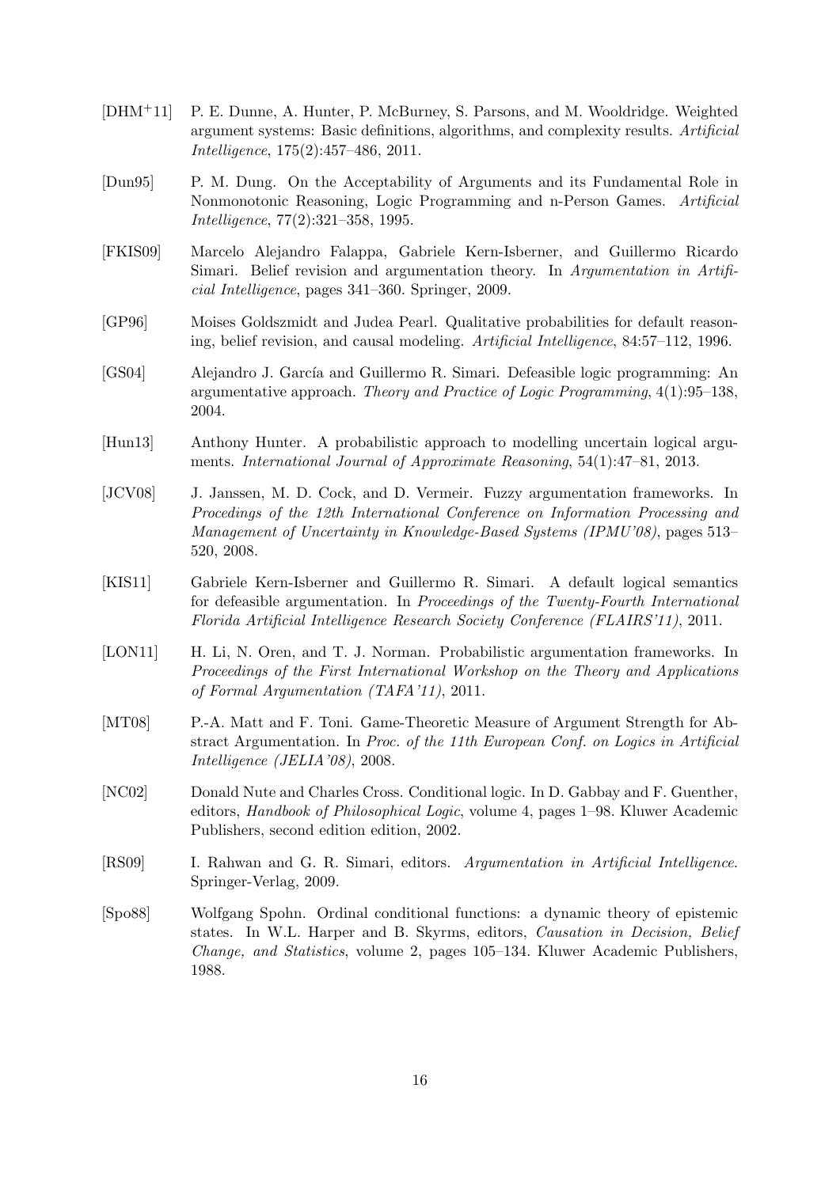[DHM+11] P. E. Dunne, A. Hunter, P. McBurney, S. Parsons, and M. Wooldridge. Weighted argument systems: Basic definitions, algorithms, and complexity results. *Artificial Intelligence*, 175(2):457–486, 2011.

[Dun95] P. M. Dung. On the Acceptability of Arguments and its Fundamental Role in Nonmonotonic Reasoning, Logic Programming and n-Person Games. *Artificial Intelligence*, 77(2):321–358, 1995.

[FKIS09] Marcelo Alejandro Falappa, Gabriele Kern-Isberner, and Guillermo Ricardo Simari. Belief revision and argumentation theory. In *Argumentation in Artificial Intelligence*, pages 341–360. Springer, 2009.

[GP96] Moises Goldszmidt and Judea Pearl. Qualitative probabilities for default reasoning, belief revision, and causal modeling. *Artificial Intelligence*, 84:57–112, 1996.

[GS04] Alejandro J. García and Guillermo R. Simari. Defeasible logic programming: An argumentative approach. *Theory and Practice of Logic Programming*, 4(1):95–138, 2004.

[Hun13] Anthony Hunter. A probabilistic approach to modelling uncertain logical arguments. *International Journal of Approximate Reasoning*, 54(1):47–81, 2013.

[JCV08] J. Janssen, M. D. Cock, and D. Vermeir. Fuzzy argumentation frameworks. In *Procedings of the 12th International Conference on Information Processing and Management of Uncertainty in Knowledge-Based Systems (IPMU'08)*, pages 513–520, 2008.

[KIS11] Gabriele Kern-Isberner and Guillermo R. Simari. A default logical semantics for defeasible argumentation. In *Proceedings of the Twenty-Fourth International Florida Artificial Intelligence Research Society Conference (FLAIRS'11)*, 2011.

[LON11] H. Li, N. Oren, and T. J. Norman. Probabilistic argumentation frameworks. In *Proceedings of the First International Workshop on the Theory and Applications of Formal Argumentation (TAFA'11)*, 2011.

[MT08] P.-A. Matt and F. Toni. Game-Theoretic Measure of Argument Strength for Abstract Argumentation. In *Proc. of the 11th European Conf. on Logics in Artificial Intelligence (JELIA'08)*, 2008.

[NC02] Donald Nute and Charles Cross. Conditional logic. In D. Gabbay and F. Guenther, editors, *Handbook of Philosophical Logic*, volume 4, pages 1–98. Kluwer Academic Publishers, second edition edition, 2002.

[RS09] I. Rahwan and G. R. Simari, editors. *Argumentation in Artificial Intelligence*. Springer-Verlag, 2009.

[Spo88] Wolfgang Spohn. Ordinal conditional functions: a dynamic theory of epistemic states. In W.L. Harper and B. Skyrms, editors, *Causation in Decision, Belief Change, and Statistics*, volume 2, pages 105–134. Kluwer Academic Publishers, 1988.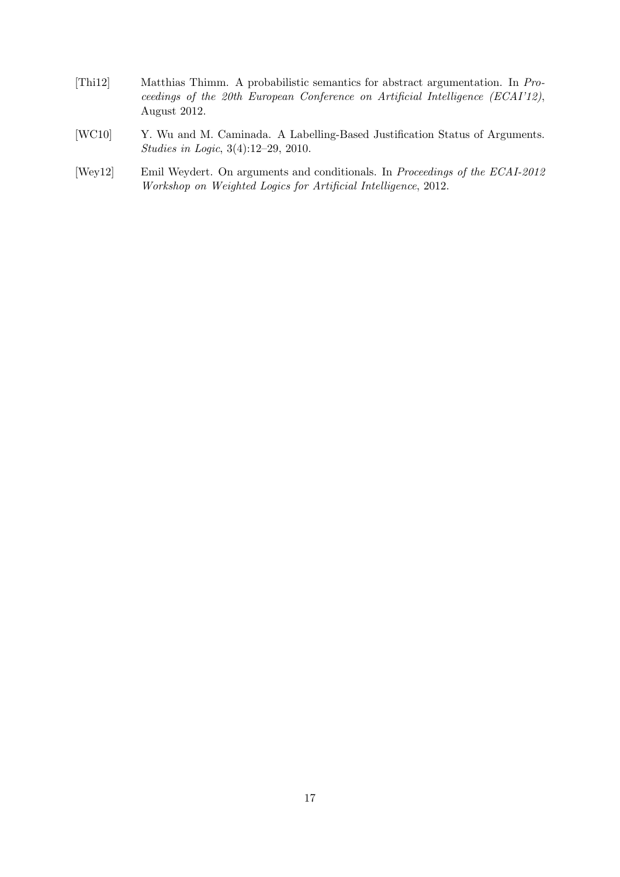[Thi12] Matthias Thimm. A probabilistic semantics for abstract argumentation. In *Proceedings of the 20th European Conference on Artificial Intelligence (ECAI'12)*, August 2012.

[WC10] Y. Wu and M. Caminada. A Labelling-Based Justification Status of Arguments. *Studies in Logic*, 3(4):12–29, 2010.

[Wey12] Emil Weydert. On arguments and conditionals. In *Proceedings of the ECAI-2012 Workshop on Weighted Logics for Artificial Intelligence*, 2012.